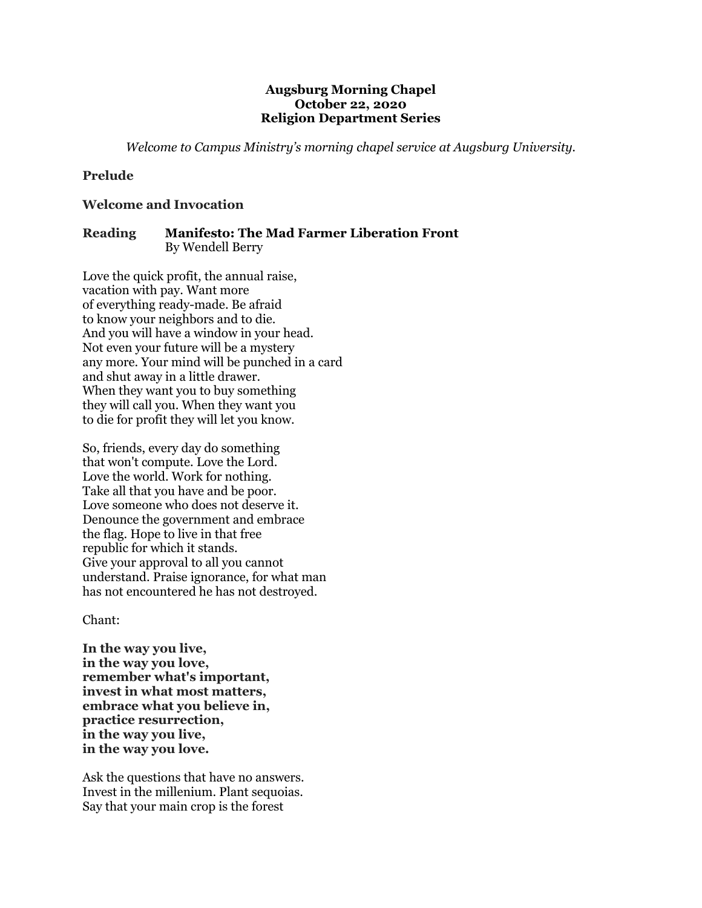**Augsburg Morning Chapel**
**October 22, 2020**
**Religion Department Series**

*Welcome to Campus Ministry's morning chapel service at Augsburg University.*

**Prelude**

**Welcome and Invocation**

**Reading** **Manifesto: The Mad Farmer Liberation Front**
By Wendell Berry

Love the quick profit, the annual raise,
vacation with pay. Want more
of everything ready-made. Be afraid
to know your neighbors and to die.
And you will have a window in your head.
Not even your future will be a mystery
any more. Your mind will be punched in a card
and shut away in a little drawer.
When they want you to buy something
they will call you. When they want you
to die for profit they will let you know.

So, friends, every day do something
that won't compute. Love the Lord.
Love the world. Work for nothing.
Take all that you have and be poor.
Love someone who does not deserve it.
Denounce the government and embrace
the flag. Hope to live in that free
republic for which it stands.
Give your approval to all you cannot
understand. Praise ignorance, for what man
has not encountered he has not destroyed.

Chant:

**In the way you live,**
**in the way you love,**
**remember what's important,**
**invest in what most matters,**
**embrace what you believe in,**
**practice resurrection,**
**in the way you live,**
**in the way you love.**

Ask the questions that have no answers.
Invest in the millenium. Plant sequoias.
Say that your main crop is the forest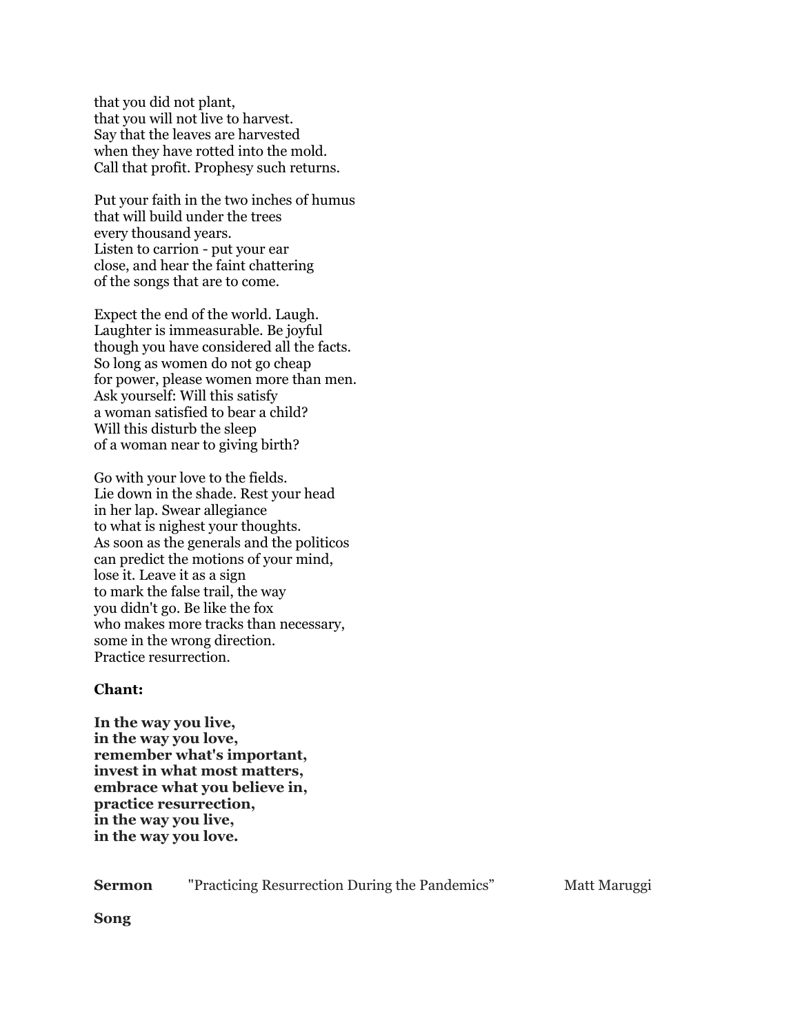that you did not plant,  
that you will not live to harvest.  
Say that the leaves are harvested  
when they have rotted into the mold.  
Call that profit. Prophesy such returns.

Put your faith in the two inches of humus  
that will build under the trees  
every thousand years.  
Listen to carrion - put your ear  
close, and hear the faint chattering  
of the songs that are to come.

Expect the end of the world. Laugh.  
Laughter is immeasurable. Be joyful  
though you have considered all the facts.  
So long as women do not go cheap  
for power, please women more than men.  
Ask yourself: Will this satisfy  
a woman satisfied to bear a child?  
Will this disturb the sleep  
of a woman near to giving birth?

Go with your love to the fields.  
Lie down in the shade. Rest your head  
in her lap. Swear allegiance  
to what is nighest your thoughts.  
As soon as the generals and the politicos  
can predict the motions of your mind,  
lose it. Leave it as a sign  
to mark the false trail, the way  
you didn't go. Be like the fox  
who makes more tracks than necessary,  
some in the wrong direction.  
Practice resurrection.

**Chant:**

**In the way you live,**  
**in the way you love,**  
**remember what's important,**  
**invest in what most matters,**  
**embrace what you believe in,**  
**practice resurrection,**  
**in the way you live,**  
**in the way you love.**

**Sermon** "Practicing Resurrection During the Pandemics" Matt Maruggi

**Song**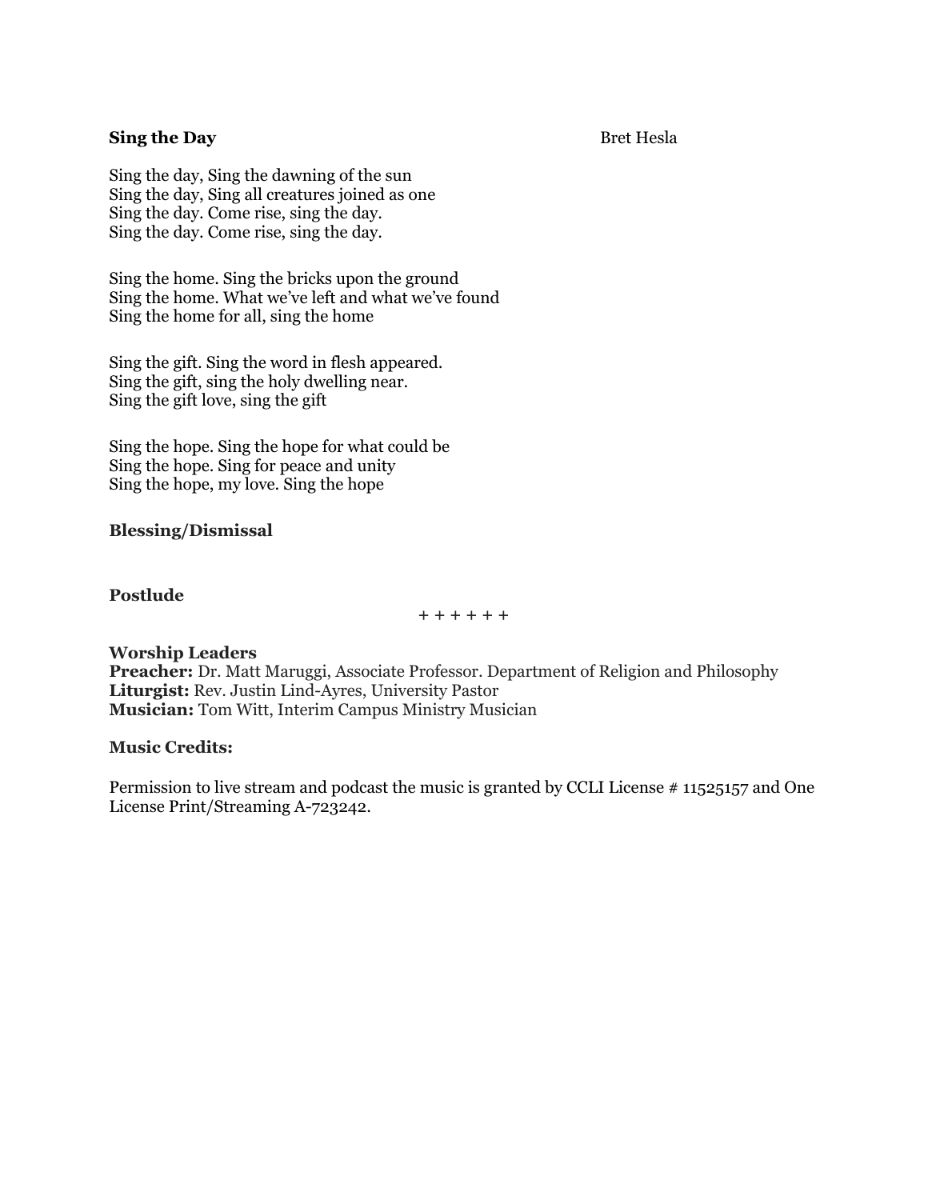**Sing the Day** Bret Hesla

Sing the day, Sing the dawning of the sun
Sing the day, Sing all creatures joined as one
Sing the day. Come rise, sing the day.
Sing the day. Come rise, sing the day.

Sing the home. Sing the bricks upon the ground
Sing the home. What we've left and what we've found
Sing the home for all, sing the home

Sing the gift. Sing the word in flesh appeared.
Sing the gift, sing the holy dwelling near.
Sing the gift love, sing the gift

Sing the hope. Sing the hope for what could be
Sing the hope. Sing for peace and unity
Sing the hope, my love. Sing the hope

**Blessing/Dismissal**

**Postlude**

+ + + + + +

**Worship Leaders**
**Preacher:** Dr. Matt Maruggi, Associate Professor. Department of Religion and Philosophy
**Liturgist:** Rev. Justin Lind-Ayres, University Pastor
**Musician:** Tom Witt, Interim Campus Ministry Musician

**Music Credits:**

Permission to live stream and podcast the music is granted by CCLI License # 11525157 and One License Print/Streaming A-723242.